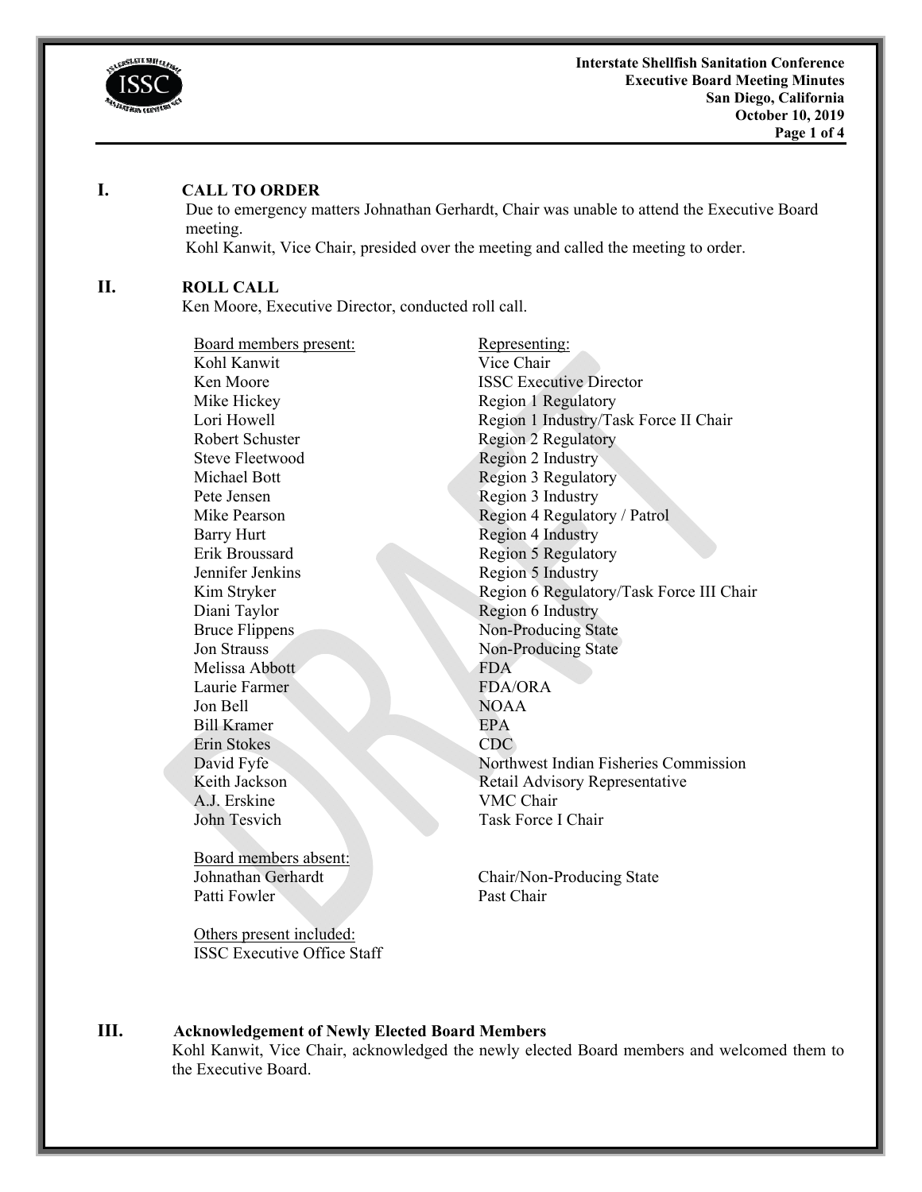**Interstate Shellfish Sanitation Conference**
**Executive Board Meeting Minutes**
**San Diego, California**
**October 10, 2019**

## I. CALL TO ORDER

Due to emergency matters Johnathan Gerhardt, Chair was unable to attend the Executive Board meeting.

Kohl Kanwit, Vice Chair, presided over the meeting and called the meeting to order.

## II. ROLL CALL

Ken Moore, Executive Director, conducted roll call.

| Board members present: | Representing: |
|---|---|
| Kohl Kanwit | Vice Chair |
| Ken Moore | ISSC Executive Director |
| Mike Hickey | Region 1 Regulatory |
| Lori Howell | Region 1 Industry/Task Force II Chair |
| Robert Schuster | Region 2 Regulatory |
| Steve Fleetwood | Region 2 Industry |
| Michael Bott | Region 3 Regulatory |
| Pete Jensen | Region 3 Industry |
| Mike Pearson | Region 4 Regulatory / Patrol |
| Barry Hurt | Region 4 Industry |
| Erik Broussard | Region 5 Regulatory |
| Jennifer Jenkins | Region 5 Industry |
| Kim Stryker | Region 6 Regulatory/Task Force III Chair |
| Diani Taylor | Region 6 Industry |
| Bruce Flippens | Non-Producing State |
| Jon Strauss | Non-Producing State |
| Melissa Abbott | FDA |
| Laurie Farmer | FDA/ORA |
| Jon Bell | NOAA |
| Bill Kramer | EPA |
| Erin Stokes | CDC |
| David Fyfe | Northwest Indian Fisheries Commission |
| Keith Jackson | Retail Advisory Representative |
| A.J. Erskine | VMC Chair |
| John Tesvich | Task Force I Chair |

| Board members absent: | |
|---|---|
| Johnathan Gerhardt | Chair/Non-Producing State |
| Patti Fowler | Past Chair |

Others present included:
ISSC Executive Office Staff

## III. Acknowledgement of Newly Elected Board Members

Kohl Kanwit, Vice Chair, acknowledged the newly elected Board members and welcomed them to the Executive Board.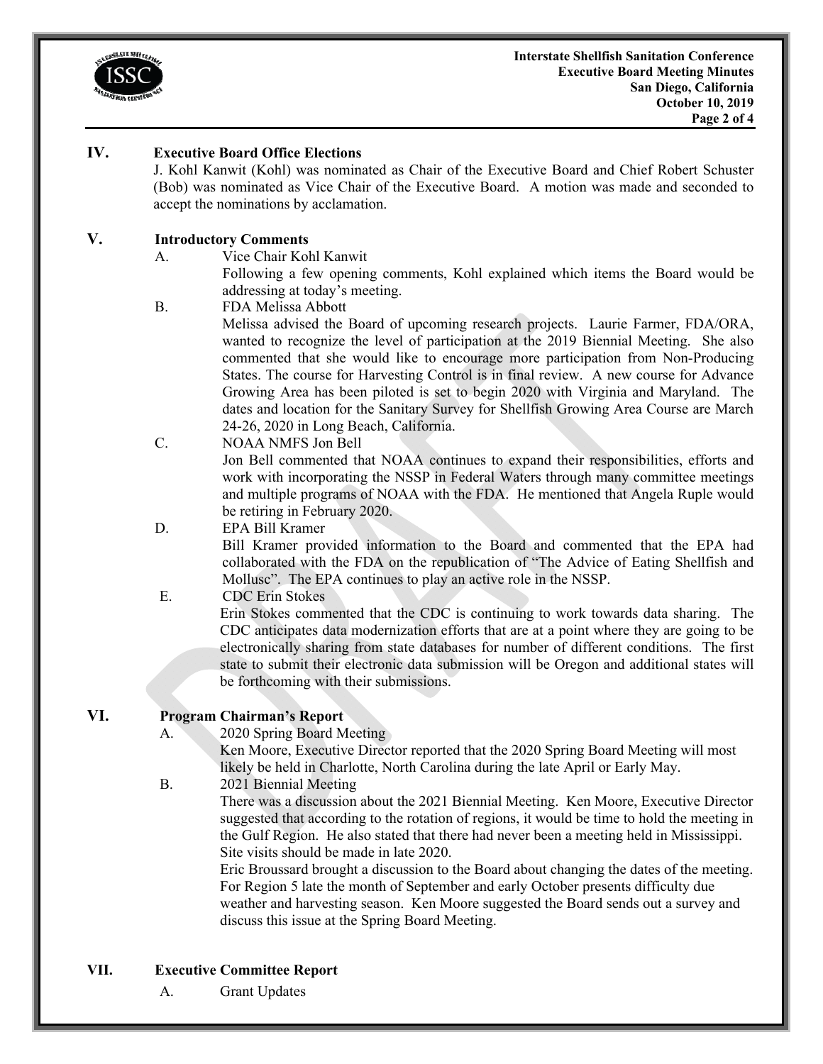## IV. Executive Board Office Elections

J. Kohl Kanwit (Kohl) was nominated as Chair of the Executive Board and Chief Robert Schuster (Bob) was nominated as Vice Chair of the Executive Board. A motion was made and seconded to accept the nominations by acclamation.

## V. Introductory Comments

A. Vice Chair Kohl Kanwit

Following a few opening comments, Kohl explained which items the Board would be addressing at today's meeting.

B. FDA Melissa Abbott

Melissa advised the Board of upcoming research projects. Laurie Farmer, FDA/ORA, wanted to recognize the level of participation at the 2019 Biennial Meeting. She also commented that she would like to encourage more participation from Non-Producing States. The course for Harvesting Control is in final review. A new course for Advance Growing Area has been piloted is set to begin 2020 with Virginia and Maryland. The dates and location for the Sanitary Survey for Shellfish Growing Area Course are March 24-26, 2020 in Long Beach, California.

C. NOAA NMFS Jon Bell

Jon Bell commented that NOAA continues to expand their responsibilities, efforts and work with incorporating the NSSP in Federal Waters through many committee meetings and multiple programs of NOAA with the FDA. He mentioned that Angela Ruple would be retiring in February 2020.

D. EPA Bill Kramer

Bill Kramer provided information to the Board and commented that the EPA had collaborated with the FDA on the republication of "The Advice of Eating Shellfish and Mollusc". The EPA continues to play an active role in the NSSP.

E. CDC Erin Stokes

Erin Stokes commented that the CDC is continuing to work towards data sharing. The CDC anticipates data modernization efforts that are at a point where they are going to be electronically sharing from state databases for number of different conditions. The first state to submit their electronic data submission will be Oregon and additional states will be forthcoming with their submissions.

## VI. Program Chairman's Report

A. 2020 Spring Board Meeting

Ken Moore, Executive Director reported that the 2020 Spring Board Meeting will most likely be held in Charlotte, North Carolina during the late April or Early May.

B. 2021 Biennial Meeting

There was a discussion about the 2021 Biennial Meeting. Ken Moore, Executive Director suggested that according to the rotation of regions, it would be time to hold the meeting in the Gulf Region. He also stated that there had never been a meeting held in Mississippi. Site visits should be made in late 2020.

Eric Broussard brought a discussion to the Board about changing the dates of the meeting. For Region 5 late the month of September and early October presents difficulty due weather and harvesting season. Ken Moore suggested the Board sends out a survey and discuss this issue at the Spring Board Meeting.

## VII. Executive Committee Report

A. Grant Updates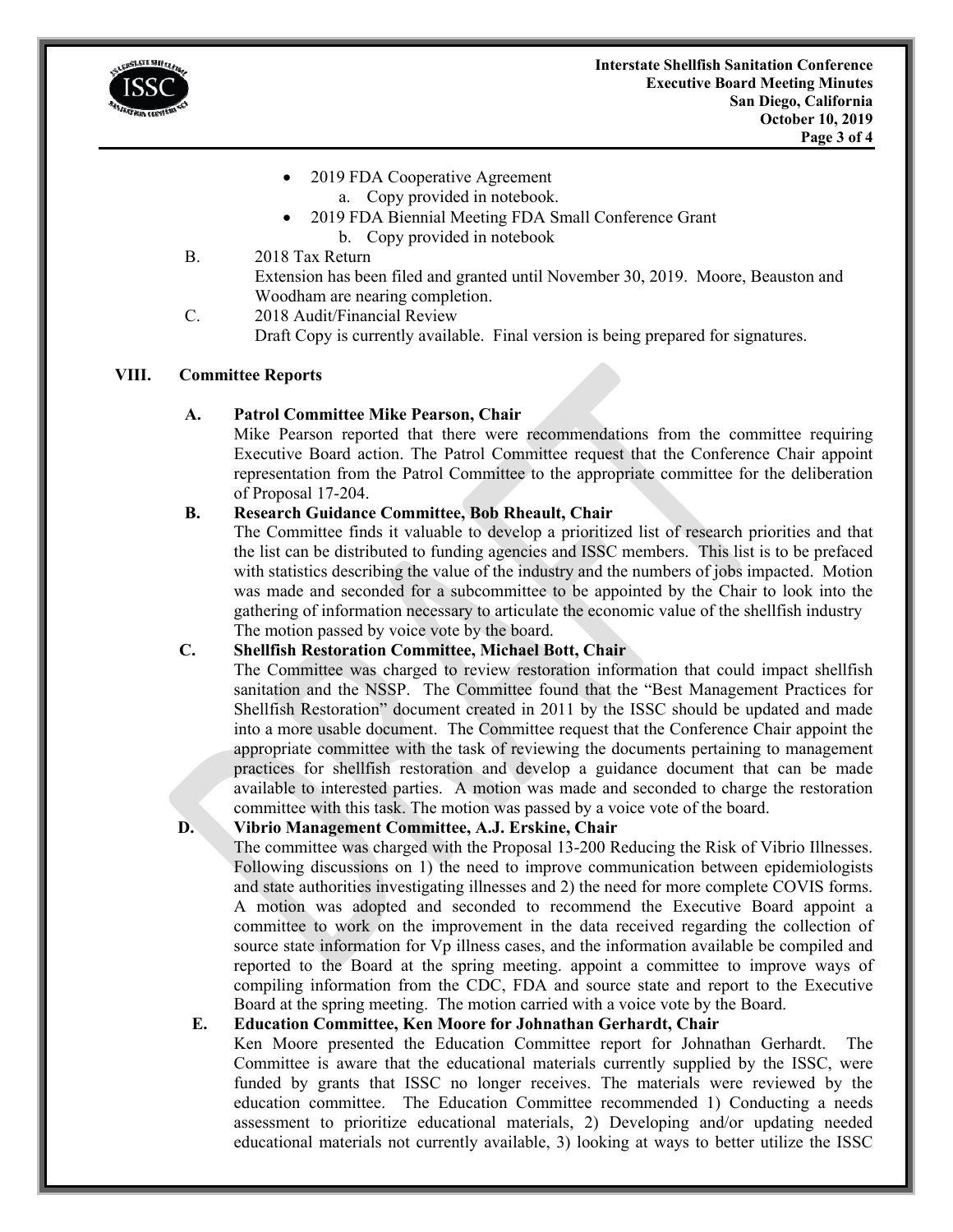- 2019 FDA Cooperative Agreement
    a. Copy provided in notebook.
- 2019 FDA Biennial Meeting FDA Small Conference Grant
    b. Copy provided in notebook

B. 2018 Tax Return

Extension has been filed and granted until November 30, 2019. Moore, Beauston and Woodham are nearing completion.

C. 2018 Audit/Financial Review

Draft Copy is currently available. Final version is being prepared for signatures.

## VIII. Committee Reports

**A. Patrol Committee Mike Pearson, Chair**

Mike Pearson reported that there were recommendations from the committee requiring Executive Board action. The Patrol Committee request that the Conference Chair appoint representation from the Patrol Committee to the appropriate committee for the deliberation of Proposal 17-204.

**B. Research Guidance Committee, Bob Rheault, Chair**

The Committee finds it valuable to develop a prioritized list of research priorities and that the list can be distributed to funding agencies and ISSC members. This list is to be prefaced with statistics describing the value of the industry and the numbers of jobs impacted. Motion was made and seconded for a subcommittee to be appointed by the Chair to look into the gathering of information necessary to articulate the economic value of the shellfish industry The motion passed by voice vote by the board.

**C. Shellfish Restoration Committee, Michael Bott, Chair**

The Committee was charged to review restoration information that could impact shellfish sanitation and the NSSP. The Committee found that the "Best Management Practices for Shellfish Restoration" document created in 2011 by the ISSC should be updated and made into a more usable document. The Committee request that the Conference Chair appoint the appropriate committee with the task of reviewing the documents pertaining to management practices for shellfish restoration and develop a guidance document that can be made available to interested parties. A motion was made and seconded to charge the restoration committee with this task. The motion was passed by a voice vote of the board.

**D. Vibrio Management Committee, A.J. Erskine, Chair**

The committee was charged with the Proposal 13-200 Reducing the Risk of Vibrio Illnesses. Following discussions on 1) the need to improve communication between epidemiologists and state authorities investigating illnesses and 2) the need for more complete COVIS forms. A motion was adopted and seconded to recommend the Executive Board appoint a committee to work on the improvement in the data received regarding the collection of source state information for Vp illness cases, and the information available be compiled and reported to the Board at the spring meeting. appoint a committee to improve ways of compiling information from the CDC, FDA and source state and report to the Executive Board at the spring meeting. The motion carried with a voice vote by the Board.

**E. Education Committee, Ken Moore for Johnathan Gerhardt, Chair**

Ken Moore presented the Education Committee report for Johnathan Gerhardt. The Committee is aware that the educational materials currently supplied by the ISSC, were funded by grants that ISSC no longer receives. The materials were reviewed by the education committee. The Education Committee recommended 1) Conducting a needs assessment to prioritize educational materials, 2) Developing and/or updating needed educational materials not currently available, 3) looking at ways to better utilize the ISSC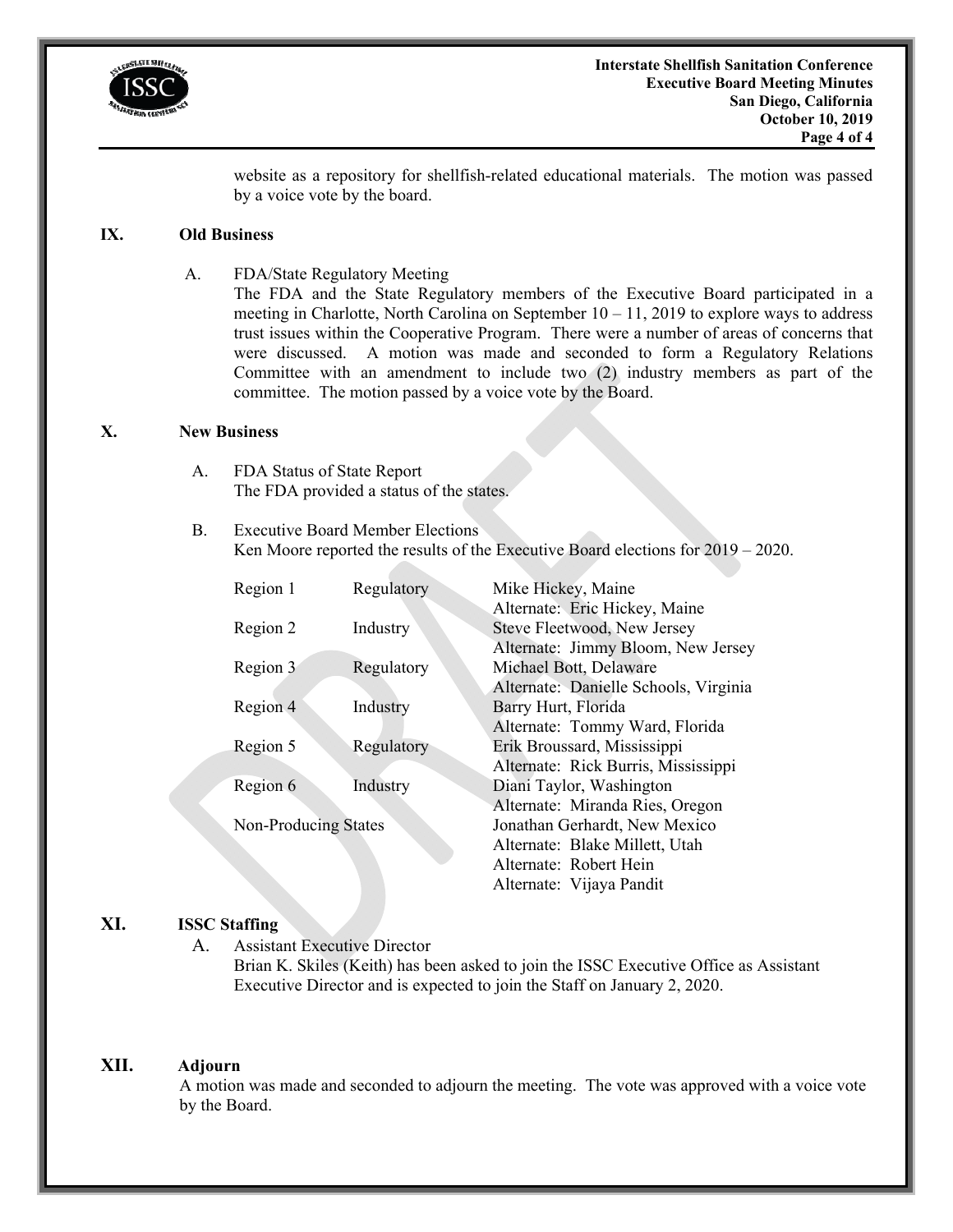website as a repository for shellfish-related educational materials. The motion was passed by a voice vote by the board.

## IX. Old Business

A. FDA/State Regulatory Meeting

The FDA and the State Regulatory members of the Executive Board participated in a meeting in Charlotte, North Carolina on September 10 – 11, 2019 to explore ways to address trust issues within the Cooperative Program. There were a number of areas of concerns that were discussed. A motion was made and seconded to form a Regulatory Relations Committee with an amendment to include two (2) industry members as part of the committee. The motion passed by a voice vote by the Board.

## X. New Business

A. FDA Status of State Report

The FDA provided a status of the states.

B. Executive Board Member Elections

Ken Moore reported the results of the Executive Board elections for 2019 – 2020.

| | | |
|---|---|---|
| Region 1 | Regulatory | Mike Hickey, Maine |
| | | Alternate: Eric Hickey, Maine |
| Region 2 | Industry | Steve Fleetwood, New Jersey |
| | | Alternate: Jimmy Bloom, New Jersey |
| Region 3 | Regulatory | Michael Bott, Delaware |
| | | Alternate: Danielle Schools, Virginia |
| Region 4 | Industry | Barry Hurt, Florida |
| | | Alternate: Tommy Ward, Florida |
| Region 5 | Regulatory | Erik Broussard, Mississippi |
| | | Alternate: Rick Burris, Mississippi |
| Region 6 | Industry | Diani Taylor, Washington |
| | | Alternate: Miranda Ries, Oregon |
| Non-Producing States | | Jonathan Gerhardt, New Mexico |
| | | Alternate: Blake Millett, Utah |
| | | Alternate: Robert Hein |
| | | Alternate: Vijaya Pandit |

## XI. ISSC Staffing

A. Assistant Executive Director

Brian K. Skiles (Keith) has been asked to join the ISSC Executive Office as Assistant Executive Director and is expected to join the Staff on January 2, 2020.

## XII. Adjourn

A motion was made and seconded to adjourn the meeting. The vote was approved with a voice vote by the Board.